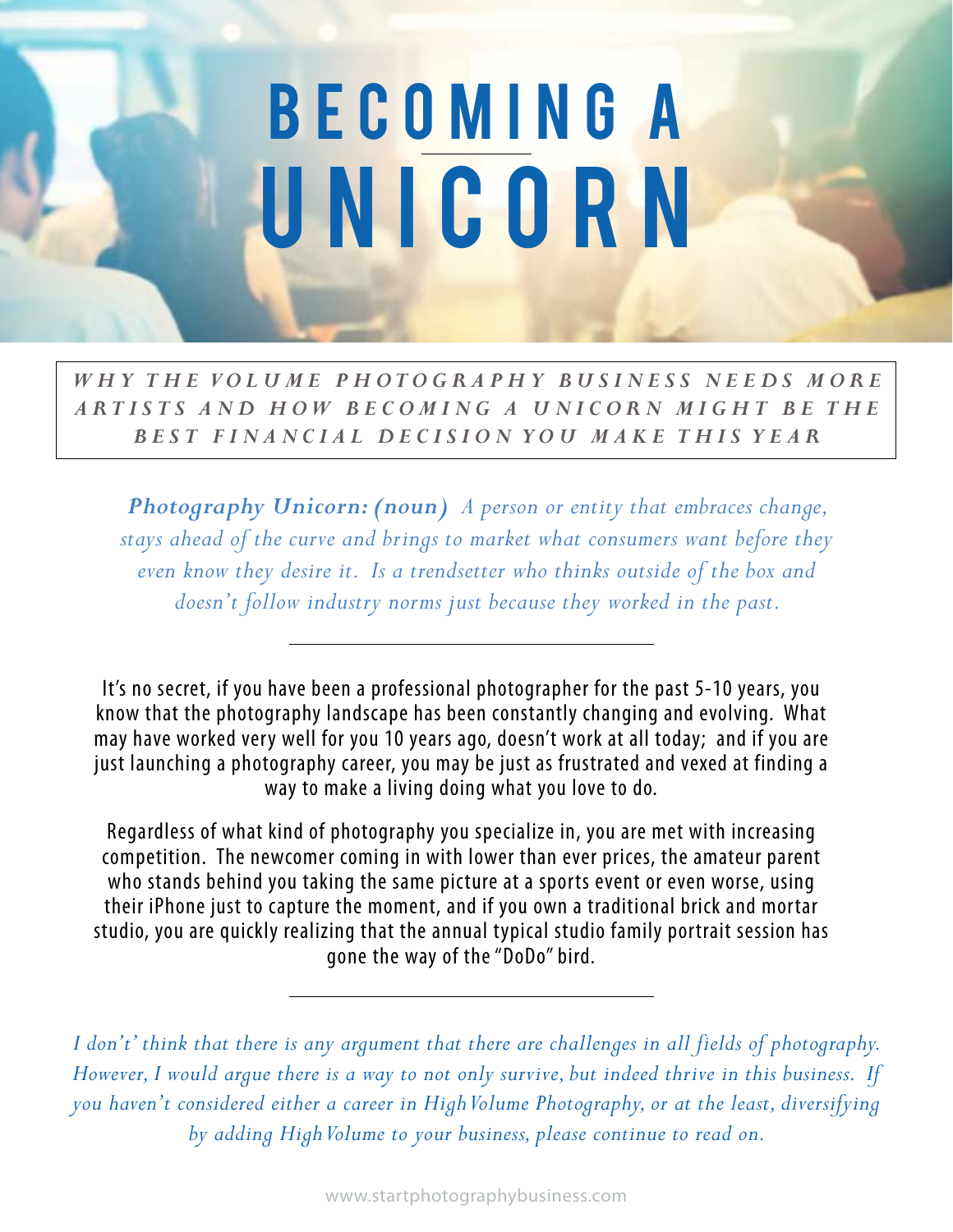# BECOMING A UNICORN

***WHY THE VOLUME PHOTOGRAPHY BUSINESS NEEDS MORE ARTISTS AND HOW BECOMING A UNICORN MIGHT BE THE BEST FINANCIAL DECISION YOU MAKE THIS YEAR***

***Photography Unicorn: (noun)*** *A person or entity that embraces change, stays ahead of the curve and brings to market what consumers want before they even know they desire it. Is a trendsetter who thinks outside of the box and doesn't follow industry norms just because they worked in the past.*

---

It's no secret, if you have been a professional photographer for the past 5-10 years, you know that the photography landscape has been constantly changing and evolving. What may have worked very well for you 10 years ago, doesn't work at all today; and if you are just launching a photography career, you may be just as frustrated and vexed at finding a way to make a living doing what you love to do.

Regardless of what kind of photography you specialize in, you are met with increasing competition. The newcomer coming in with lower than ever prices, the amateur parent who stands behind you taking the same picture at a sports event or even worse, using their iPhone just to capture the moment, and if you own a traditional brick and mortar studio, you are quickly realizing that the annual typical studio family portrait session has gone the way of the "DoDo" bird.

---

*I don't' think that there is any argument that there are challenges in all fields of photography. However, I would argue there is a way to not only survive, but indeed thrive in this business. If you haven't considered either a career in High Volume Photography, or at the least, diversifying by adding High Volume to your business, please continue to read on.*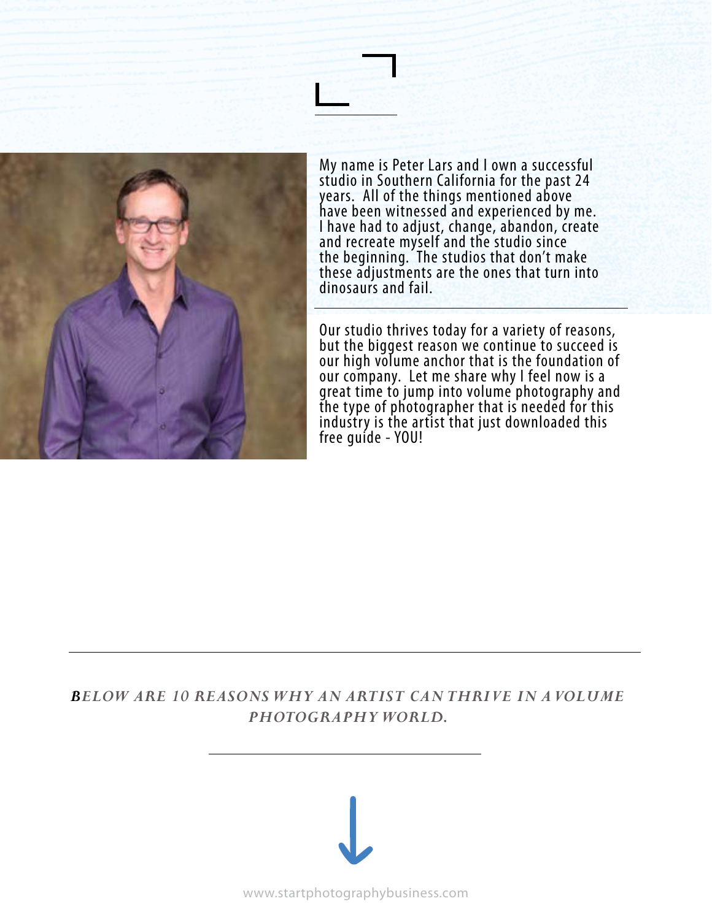My name is Peter Lars and I own a successful studio in Southern California for the past 24 years. All of the things mentioned above have been witnessed and experienced by me. I have had to adjust, change, abandon, create and recreate myself and the studio since the beginning. The studios that don't make these adjustments are the ones that turn into dinosaurs and fail.

Our studio thrives today for a variety of reasons, but the biggest reason we continue to succeed is our high volume anchor that is the foundation of our company. Let me share why I feel now is a great time to jump into volume photography and the type of photographer that is needed for this industry is the artist that just downloaded this free guide - YOU!

***BELOW ARE 10 REASONS WHY AN ARTIST CAN THRIVE IN A VOLUME PHOTOGRAPHY WORLD.***

www.startphotographybusiness.com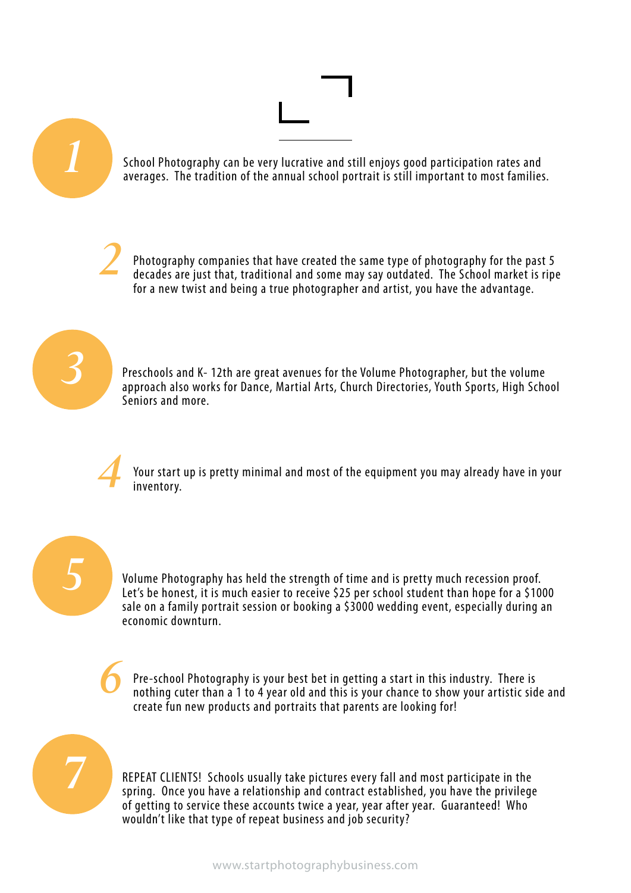1. School Photography can be very lucrative and still enjoys good participation rates and averages. The tradition of the annual school portrait is still important to most families.

2. Photography companies that have created the same type of photography for the past 5 decades are just that, traditional and some may say outdated. The School market is ripe for a new twist and being a true photographer and artist, you have the advantage.

3. Preschools and K- 12th are great avenues for the Volume Photographer, but the volume approach also works for Dance, Martial Arts, Church Directories, Youth Sports, High School Seniors and more.

4. Your start up is pretty minimal and most of the equipment you may already have in your inventory.

5. Volume Photography has held the strength of time and is pretty much recession proof. Let's be honest, it is much easier to receive $25 per school student than hope for a $1000 sale on a family portrait session or booking a $3000 wedding event, especially during an economic downturn.

6. Pre-school Photography is your best bet in getting a start in this industry. There is nothing cuter than a 1 to 4 year old and this is your chance to show your artistic side and create fun new products and portraits that parents are looking for!

7. REPEAT CLIENTS! Schools usually take pictures every fall and most participate in the spring. Once you have a relationship and contract established, you have the privilege of getting to service these accounts twice a year, year after year. Guaranteed! Who wouldn't like that type of repeat business and job security?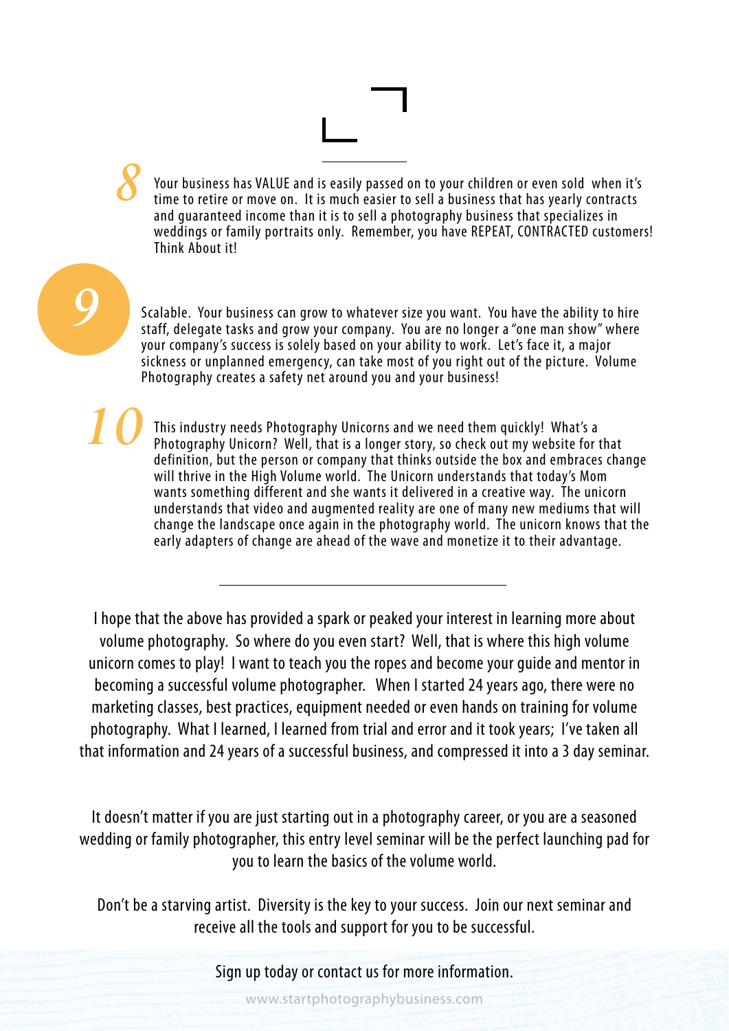**8** Your business has VALUE and is easily passed on to your children or even sold when it's time to retire or move on. It is much easier to sell a business that has yearly contracts and guaranteed income than it is to sell a photography business that specializes in weddings or family portraits only. Remember, you have REPEAT, CONTRACTED customers! Think About it!

**9** Scalable. Your business can grow to whatever size you want. You have the ability to hire staff, delegate tasks and grow your company. You are no longer a "one man show" where your company's success is solely based on your ability to work. Let's face it, a major sickness or unplanned emergency, can take most of you right out of the picture. Volume Photography creates a safety net around you and your business!

**10** This industry needs Photography Unicorns and we need them quickly! What's a Photography Unicorn? Well, that is a longer story, so check out my website for that definition, but the person or company that thinks outside the box and embraces change will thrive in the High Volume world. The Unicorn understands that today's Mom wants something different and she wants it delivered in a creative way. The unicorn understands that video and augmented reality are one of many new mediums that will change the landscape once again in the photography world. The unicorn knows that the early adapters of change are ahead of the wave and monetize it to their advantage.

---

I hope that the above has provided a spark or peaked your interest in learning more about volume photography. So where do you even start? Well, that is where this high volume unicorn comes to play! I want to teach you the ropes and become your guide and mentor in becoming a successful volume photographer. When I started 24 years ago, there were no marketing classes, best practices, equipment needed or even hands on training for volume photography. What I learned, I learned from trial and error and it took years; I've taken all that information and 24 years of a successful business, and compressed it into a 3 day seminar.

It doesn't matter if you are just starting out in a photography career, or you are a seasoned wedding or family photographer, this entry level seminar will be the perfect launching pad for you to learn the basics of the volume world.

Don't be a starving artist. Diversity is the key to your success. Join our next seminar and receive all the tools and support for you to be successful.

Sign up today or contact us for more information.

www.startphotographybusiness.com